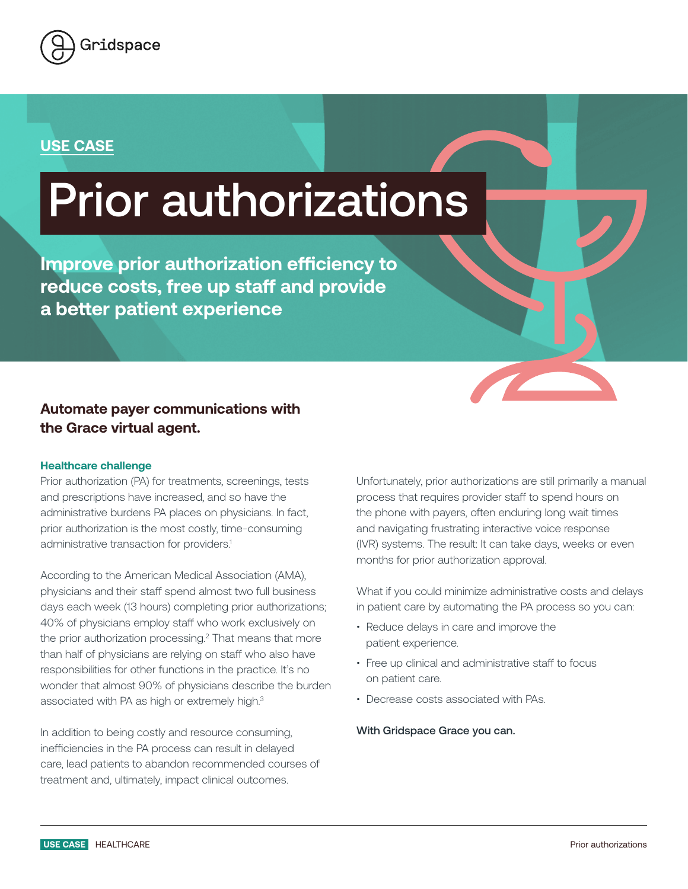Gridspace

USE CASE

# Prior authorizations

## Improve prior authorization efficiency to reduce costs, free up staff and provide a better patient experience

### Automate payer communications with the Grace virtual agent.

**Healthcare challenge**

Prior authorization (PA) for treatments, screenings, tests and prescriptions have increased, and so have the administrative burdens PA places on physicians. In fact, prior authorization is the most costly, time-consuming administrative transaction for providers.[1]

According to the American Medical Association (AMA), physicians and their staff spend almost two full business days each week (13 hours) completing prior authorizations; 40% of physicians employ staff who work exclusively on the prior authorization processing.[2] That means that more than half of physicians are relying on staff who also have responsibilities for other functions in the practice. It's no wonder that almost 90% of physicians describe the burden associated with PA as high or extremely high.[3]

In addition to being costly and resource consuming, inefficiencies in the PA process can result in delayed care, lead patients to abandon recommended courses of treatment and, ultimately, impact clinical outcomes.

Unfortunately, prior authorizations are still primarily a manual process that requires provider staff to spend hours on the phone with payers, often enduring long wait times and navigating frustrating interactive voice response (IVR) systems. The result: It can take days, weeks or even months for prior authorization approval.

What if you could minimize administrative costs and delays in patient care by automating the PA process so you can:

- Reduce delays in care and improve the patient experience.
- Free up clinical and administrative staff to focus on patient care.
- Decrease costs associated with PAs.

**With Gridspace Grace you can.**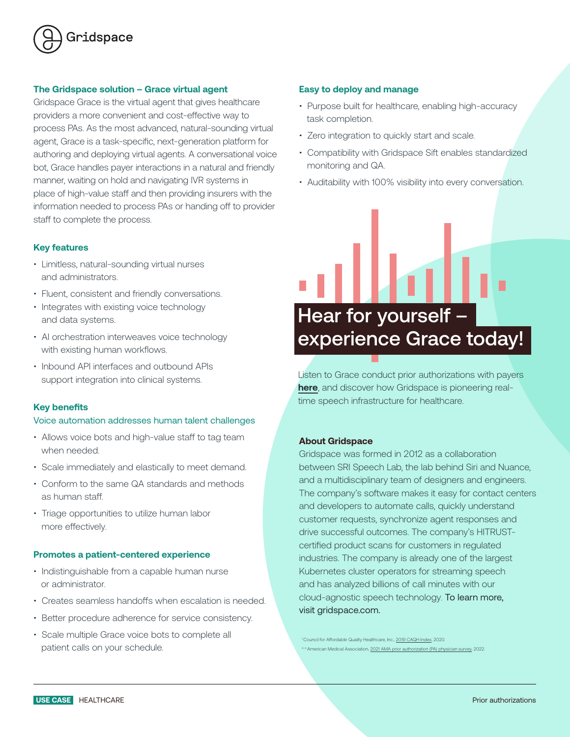## The Gridspace solution – Grace virtual agent

Gridspace Grace is the virtual agent that gives healthcare providers a more convenient and cost-effective way to process PAs. As the most advanced, natural-sounding virtual agent, Grace is a task-specific, next-generation platform for authoring and deploying virtual agents. A conversational voice bot, Grace handles payer interactions in a natural and friendly manner, waiting on hold and navigating IVR systems in place of high-value staff and then providing insurers with the information needed to process PAs or handing off to provider staff to complete the process.

## Key features

- Limitless, natural-sounding virtual nurses and administrators.
- Fluent, consistent and friendly conversations.
- Integrates with existing voice technology and data systems.
- AI orchestration interweaves voice technology with existing human workflows.
- Inbound API interfaces and outbound APIs support integration into clinical systems.

## Key benefits

### Voice automation addresses human talent challenges

- Allows voice bots and high-value staff to tag team when needed.
- Scale immediately and elastically to meet demand.
- Conform to the same QA standards and methods as human staff.
- Triage opportunities to utilize human labor more effectively.

## Promotes a patient-centered experience

- Indistinguishable from a capable human nurse or administrator.
- Creates seamless handoffs when escalation is needed.
- Better procedure adherence for service consistency.
- Scale multiple Grace voice bots to complete all patient calls on your schedule.

## Easy to deploy and manage

- Purpose built for healthcare, enabling high-accuracy task completion.
- Zero integration to quickly start and scale.
- Compatibility with Gridspace Sift enables standardized monitoring and QA.
- Auditability with 100% visibility into every conversation.

# Hear for yourself – experience Grace today!

Listen to Grace conduct prior authorizations with payers **here**, and discover how Gridspace is pioneering real-time speech infrastructure for healthcare.

## About Gridspace

Gridspace was formed in 2012 as a collaboration between SRI Speech Lab, the lab behind Siri and Nuance, and a multidisciplinary team of designers and engineers. The company's software makes it easy for contact centers and developers to automate calls, quickly understand customer requests, synchronize agent responses and drive successful outcomes. The company's HITRUST-certified product scans for customers in regulated industries. The company is already one of the largest Kubernetes cluster operators for streaming speech and has analyzed billions of call minutes with our cloud-agnostic speech technology. To learn more, visit gridspace.com.

[1] Council for Affordable Quality Healthcare, Inc., 2019 CAQH Index, 2020.

[2-3] American Medical Association, 2021 AMA prior authorization (PA) physician survey, 2022.

USE CASE HEALTHCARE

Prior authorizations